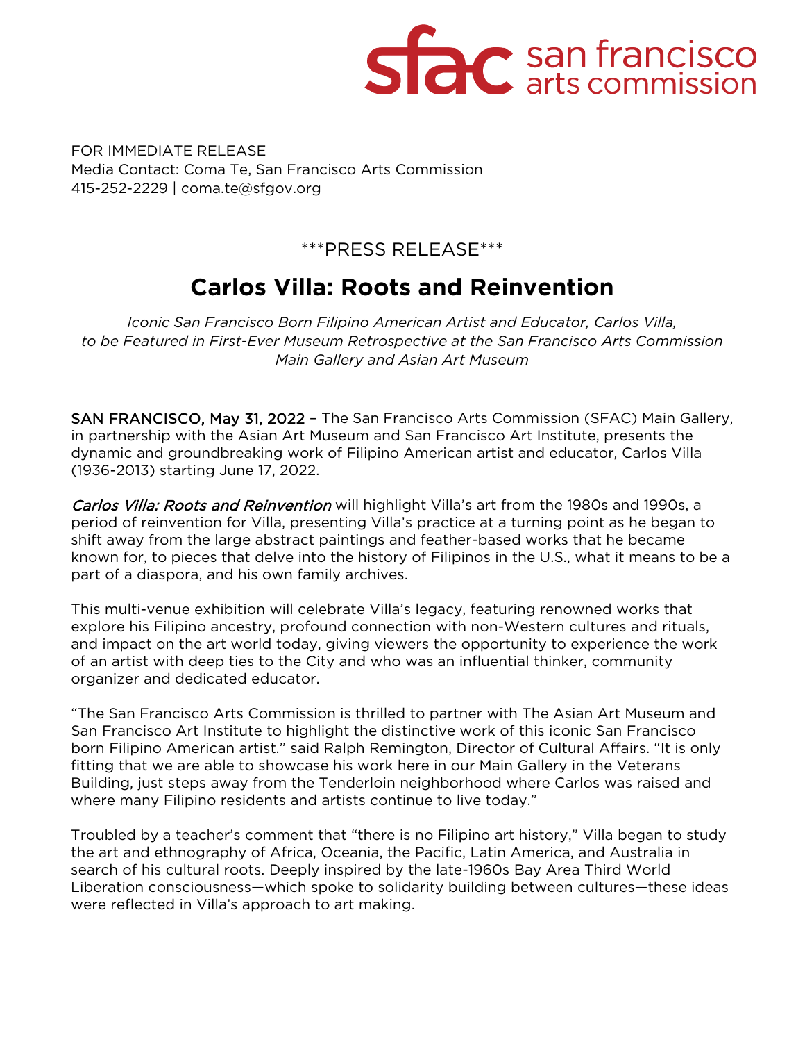sfac san francisco arts commission

FOR IMMEDIATE RELEASE
Media Contact: Coma Te, San Francisco Arts Commission
415-252-2229 | coma.te@sfgov.org

***PRESS RELEASE***

# Carlos Villa: Roots and Reinvention

*Iconic San Francisco Born Filipino American Artist and Educator, Carlos Villa, to be Featured in First-Ever Museum Retrospective at the San Francisco Arts Commission Main Gallery and Asian Art Museum*

SAN FRANCISCO, May 31, 2022 – The San Francisco Arts Commission (SFAC) Main Gallery, in partnership with the Asian Art Museum and San Francisco Art Institute, presents the dynamic and groundbreaking work of Filipino American artist and educator, Carlos Villa (1936-2013) starting June 17, 2022.

*Carlos Villa: Roots and Reinvention* will highlight Villa's art from the 1980s and 1990s, a period of reinvention for Villa, presenting Villa's practice at a turning point as he began to shift away from the large abstract paintings and feather-based works that he became known for, to pieces that delve into the history of Filipinos in the U.S., what it means to be a part of a diaspora, and his own family archives.

This multi-venue exhibition will celebrate Villa's legacy, featuring renowned works that explore his Filipino ancestry, profound connection with non-Western cultures and rituals, and impact on the art world today, giving viewers the opportunity to experience the work of an artist with deep ties to the City and who was an influential thinker, community organizer and dedicated educator.

"The San Francisco Arts Commission is thrilled to partner with The Asian Art Museum and San Francisco Art Institute to highlight the distinctive work of this iconic San Francisco born Filipino American artist." said Ralph Remington, Director of Cultural Affairs. "It is only fitting that we are able to showcase his work here in our Main Gallery in the Veterans Building, just steps away from the Tenderloin neighborhood where Carlos was raised and where many Filipino residents and artists continue to live today."

Troubled by a teacher's comment that "there is no Filipino art history," Villa began to study the art and ethnography of Africa, Oceania, the Pacific, Latin America, and Australia in search of his cultural roots. Deeply inspired by the late-1960s Bay Area Third World Liberation consciousness—which spoke to solidarity building between cultures—these ideas were reflected in Villa's approach to art making.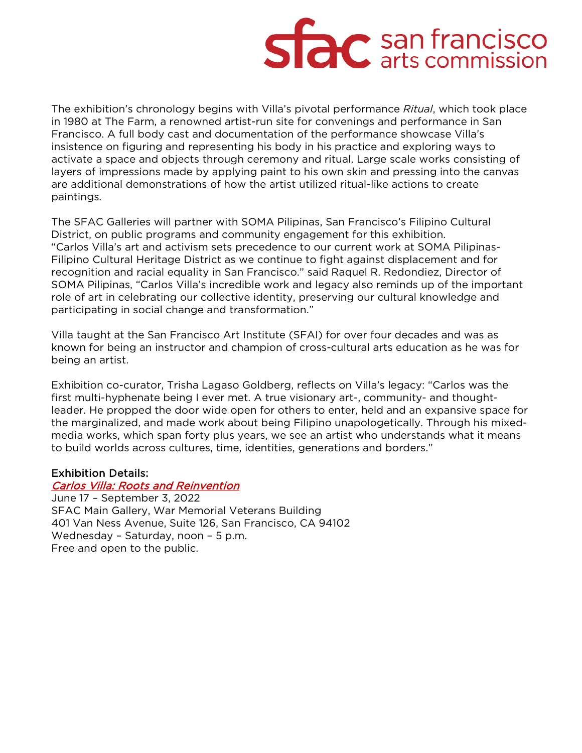The exhibition's chronology begins with Villa's pivotal performance *Ritual*, which took place in 1980 at The Farm, a renowned artist-run site for convenings and performance in San Francisco. A full body cast and documentation of the performance showcase Villa's insistence on figuring and representing his body in his practice and exploring ways to activate a space and objects through ceremony and ritual. Large scale works consisting of layers of impressions made by applying paint to his own skin and pressing into the canvas are additional demonstrations of how the artist utilized ritual-like actions to create paintings.

The SFAC Galleries will partner with SOMA Pilipinas, San Francisco's Filipino Cultural District, on public programs and community engagement for this exhibition. "Carlos Villa's art and activism sets precedence to our current work at SOMA Pilipinas-Filipino Cultural Heritage District as we continue to fight against displacement and for recognition and racial equality in San Francisco." said Raquel R. Redondiez, Director of SOMA Pilipinas, "Carlos Villa's incredible work and legacy also reminds up of the important role of art in celebrating our collective identity, preserving our cultural knowledge and participating in social change and transformation."

Villa taught at the San Francisco Art Institute (SFAI) for over four decades and was as known for being an instructor and champion of cross-cultural arts education as he was for being an artist.

Exhibition co-curator, Trisha Lagaso Goldberg, reflects on Villa's legacy: "Carlos was the first multi-hyphenate being I ever met. A true visionary art-, community- and thought-leader. He propped the door wide open for others to enter, held and an expansive space for the marginalized, and made work about being Filipino unapologetically. Through his mixed-media works, which span forty plus years, we see an artist who understands what it means to build worlds across cultures, time, identities, generations and borders."

**Exhibition Details:**
*Carlos Villa: Roots and Reinvention*
June 17 – September 3, 2022
SFAC Main Gallery, War Memorial Veterans Building
401 Van Ness Avenue, Suite 126, San Francisco, CA 94102
Wednesday – Saturday, noon – 5 p.m.
Free and open to the public.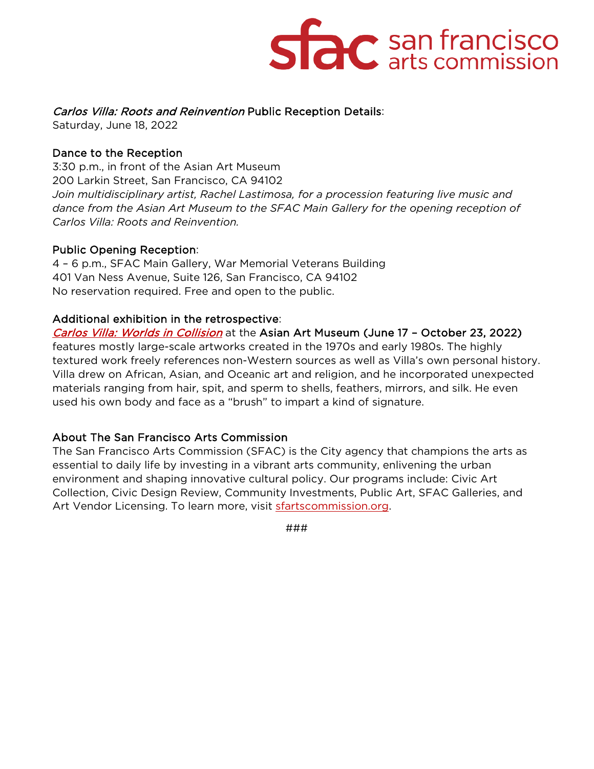sfac san francisco arts commission

*Carlos Villa: Roots and Reinvention* Public Reception Details:
Saturday, June 18, 2022

Dance to the Reception
3:30 p.m., in front of the Asian Art Museum
200 Larkin Street, San Francisco, CA 94102
*Join multidisciplinary artist, Rachel Lastimosa, for a procession featuring live music and dance from the Asian Art Museum to the SFAC Main Gallery for the opening reception of Carlos Villa: Roots and Reinvention.*

Public Opening Reception:
4 – 6 p.m., SFAC Main Gallery, War Memorial Veterans Building
401 Van Ness Avenue, Suite 126, San Francisco, CA 94102
No reservation required. Free and open to the public.

Additional exhibition in the retrospective:
*Carlos Villa: Worlds in Collision* at the Asian Art Museum (June 17 – October 23, 2022) features mostly large-scale artworks created in the 1970s and early 1980s. The highly textured work freely references non-Western sources as well as Villa's own personal history. Villa drew on African, Asian, and Oceanic art and religion, and he incorporated unexpected materials ranging from hair, spit, and sperm to shells, feathers, mirrors, and silk. He even used his own body and face as a "brush" to impart a kind of signature.

About The San Francisco Arts Commission
The San Francisco Arts Commission (SFAC) is the City agency that champions the arts as essential to daily life by investing in a vibrant arts community, enlivening the urban environment and shaping innovative cultural policy. Our programs include: Civic Art Collection, Civic Design Review, Community Investments, Public Art, SFAC Galleries, and Art Vendor Licensing. To learn more, visit sfartscommission.org.

###